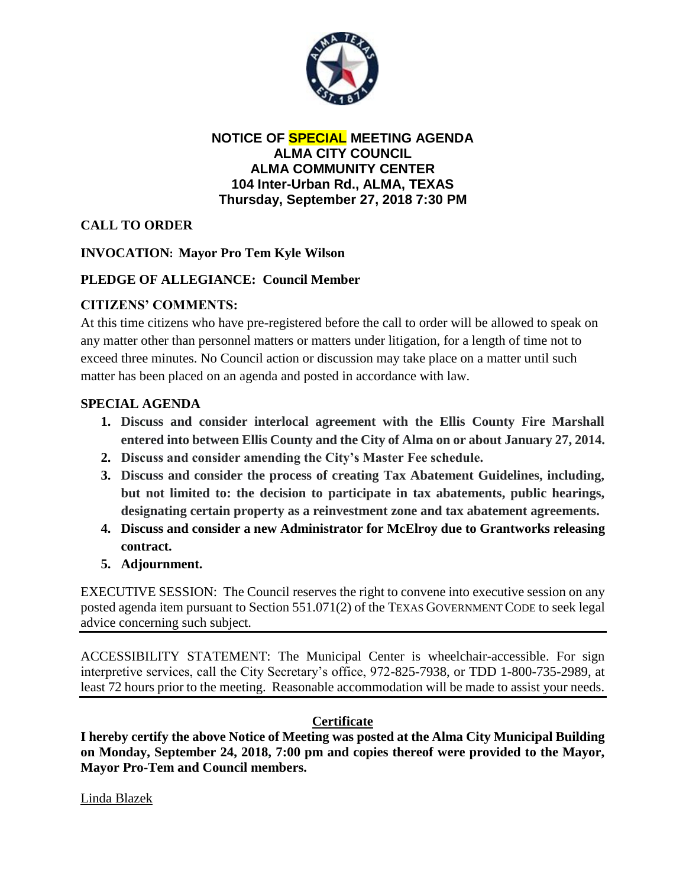# NOTICE OF SPECIAL MEETING AGENDA
## ALMA CITY COUNCIL
## ALMA COMMUNITY CENTER
## 104 Inter-Urban Rd., ALMA, TEXAS
## Thursday, September 27, 2018 7:30 PM

**CALL TO ORDER**

**INVOCATION: Mayor Pro Tem Kyle Wilson**

**PLEDGE OF ALLEGIANCE: Council Member**

**CITIZENS' COMMENTS:**

At this time citizens who have pre-registered before the call to order will be allowed to speak on any matter other than personnel matters or matters under litigation, for a length of time not to exceed three minutes. No Council action or discussion may take place on a matter until such matter has been placed on an agenda and posted in accordance with law.

**SPECIAL AGENDA**

1. **Discuss and consider interlocal agreement with the Ellis County Fire Marshall entered into between Ellis County and the City of Alma on or about January 27, 2014.**
2. **Discuss and consider amending the City's Master Fee schedule.**
3. **Discuss and consider the process of creating Tax Abatement Guidelines, including, but not limited to: the decision to participate in tax abatements, public hearings, designating certain property as a reinvestment zone and tax abatement agreements.**
4. **Discuss and consider a new Administrator for McElroy due to Grantworks releasing contract.**
5. **Adjournment.**

EXECUTIVE SESSION: The Council reserves the right to convene into executive session on any posted agenda item pursuant to Section 551.071(2) of the TEXAS GOVERNMENT CODE to seek legal advice concerning such subject.

---

ACCESSIBILITY STATEMENT: The Municipal Center is wheelchair-accessible. For sign interpretive services, call the City Secretary's office, 972-825-7938, or TDD 1-800-735-2989, at least 72 hours prior to the meeting. Reasonable accommodation will be made to assist your needs.

---

**Certificate**

**I hereby certify the above Notice of Meeting was posted at the Alma City Municipal Building on Monday, September 24, 2018, 7:00 pm and copies thereof were provided to the Mayor, Mayor Pro-Tem and Council members.**

Linda Blazek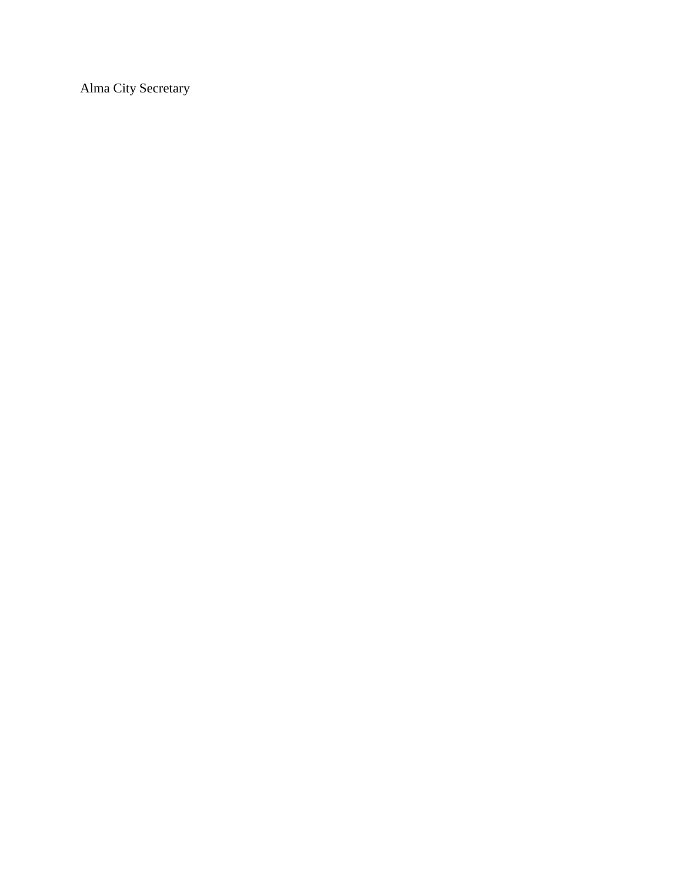Alma City Secretary